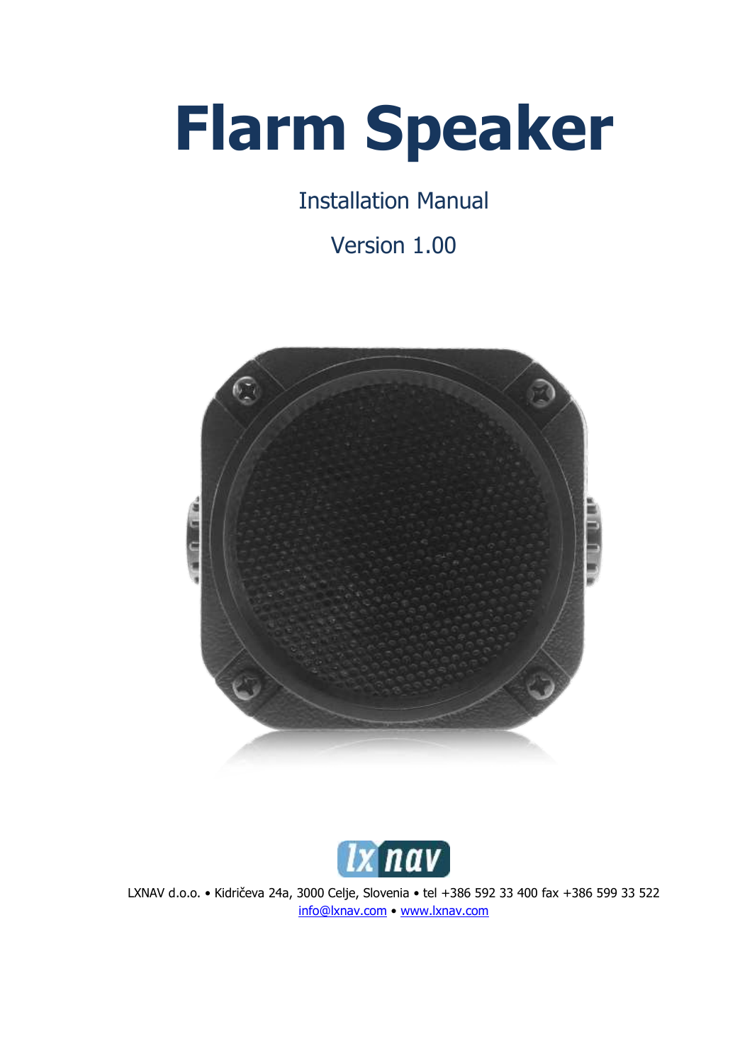# Flarm Speaker

Installation Manual

Version 1.00

LXNAV d.o.o. • Kidričeva 24a, 3000 Celje, Slovenia • tel +386 592 33 400 fax +386 599 33 522
info@lxnav.com • www.lxnav.com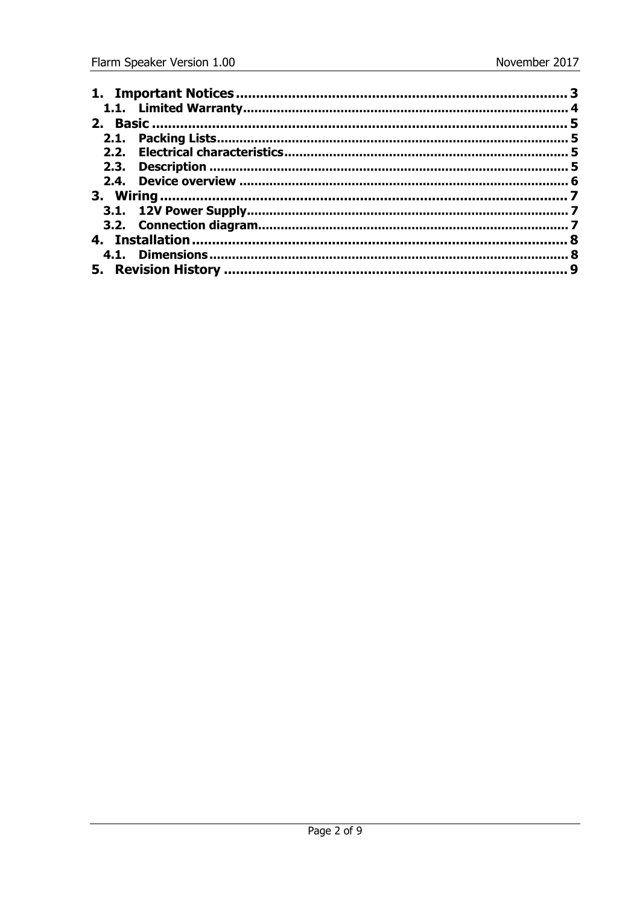1. **Important Notices** ........ 3
   1.1. **Limited Warranty** ........ 4
2. **Basic** ........ 5
   2.1. **Packing Lists** ........ 5
   2.2. **Electrical characteristics** ........ 5
   2.3. **Description** ........ 5
   2.4. **Device overview** ........ 6
3. **Wiring** ........ 7
   3.1. **12V Power Supply** ........ 7
   3.2. **Connection diagram** ........ 7
4. **Installation** ........ 8
   4.1. **Dimensions** ........ 8
5. **Revision History** ........ 9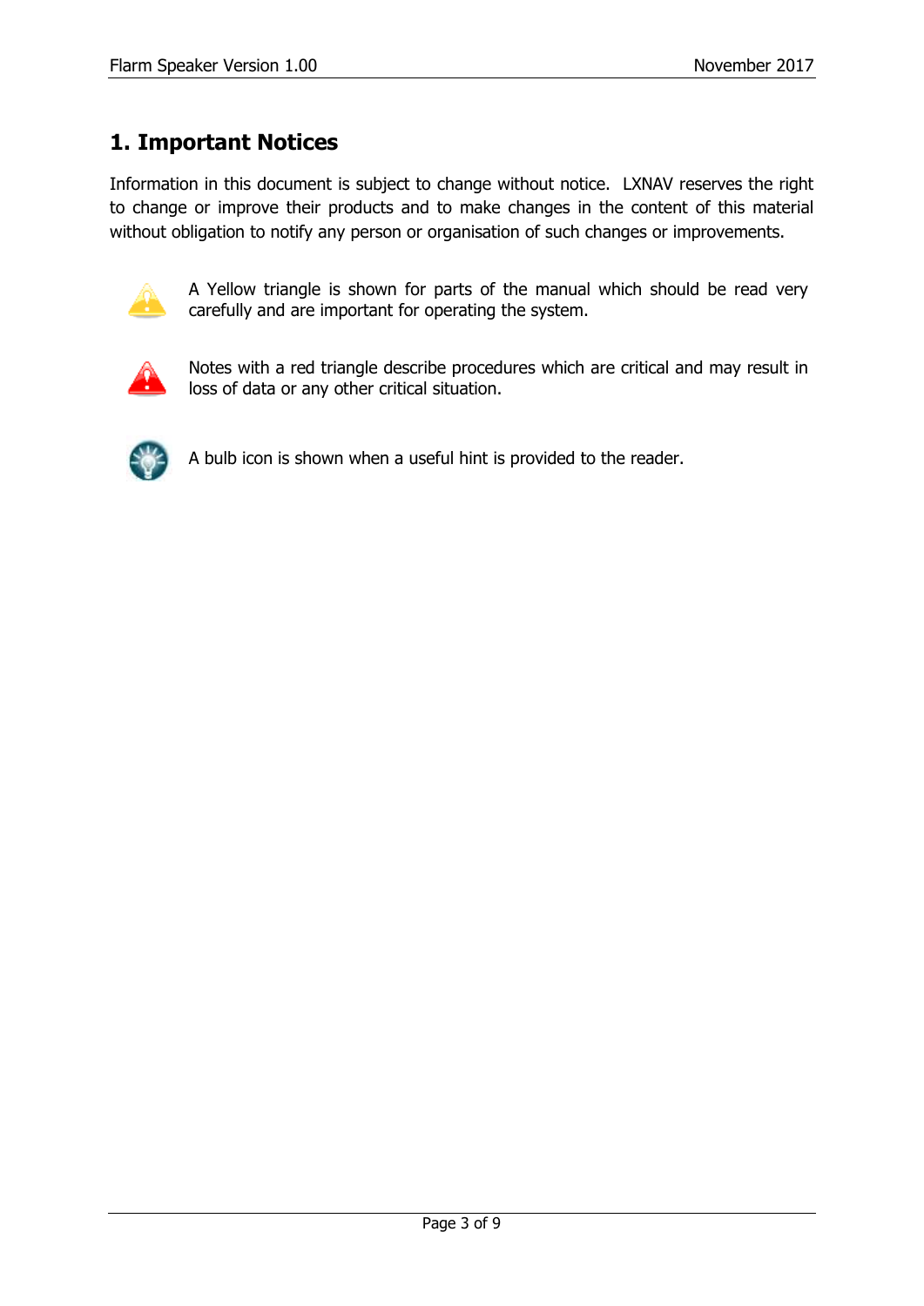# 1. Important Notices

Information in this document is subject to change without notice. LXNAV reserves the right to change or improve their products and to make changes in the content of this material without obligation to notify any person or organisation of such changes or improvements.

A Yellow triangle is shown for parts of the manual which should be read very carefully and are important for operating the system.

Notes with a red triangle describe procedures which are critical and may result in loss of data or any other critical situation.

A bulb icon is shown when a useful hint is provided to the reader.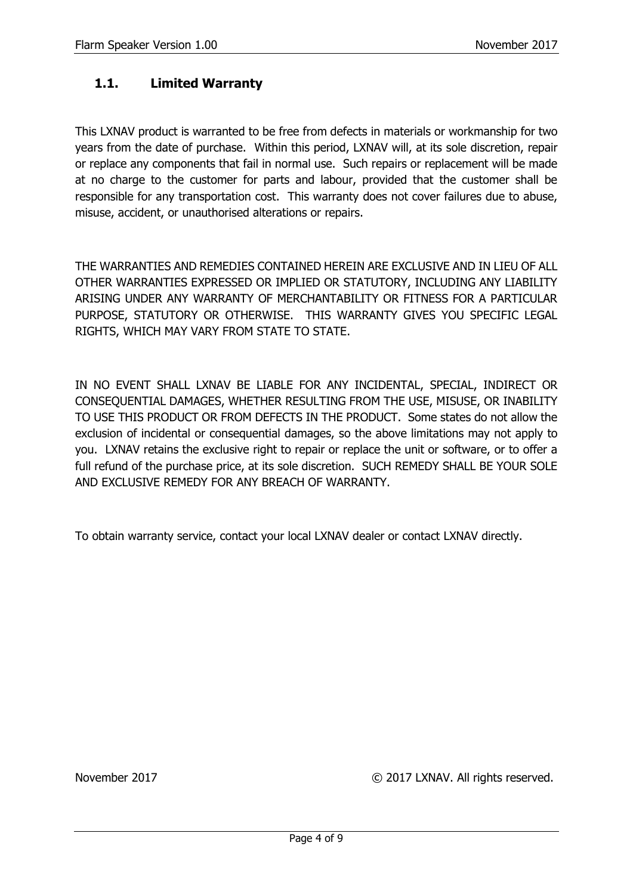## 1.1. Limited Warranty

This LXNAV product is warranted to be free from defects in materials or workmanship for two years from the date of purchase. Within this period, LXNAV will, at its sole discretion, repair or replace any components that fail in normal use. Such repairs or replacement will be made at no charge to the customer for parts and labour, provided that the customer shall be responsible for any transportation cost. This warranty does not cover failures due to abuse, misuse, accident, or unauthorised alterations or repairs.

THE WARRANTIES AND REMEDIES CONTAINED HEREIN ARE EXCLUSIVE AND IN LIEU OF ALL OTHER WARRANTIES EXPRESSED OR IMPLIED OR STATUTORY, INCLUDING ANY LIABILITY ARISING UNDER ANY WARRANTY OF MERCHANTABILITY OR FITNESS FOR A PARTICULAR PURPOSE, STATUTORY OR OTHERWISE. THIS WARRANTY GIVES YOU SPECIFIC LEGAL RIGHTS, WHICH MAY VARY FROM STATE TO STATE.

IN NO EVENT SHALL LXNAV BE LIABLE FOR ANY INCIDENTAL, SPECIAL, INDIRECT OR CONSEQUENTIAL DAMAGES, WHETHER RESULTING FROM THE USE, MISUSE, OR INABILITY TO USE THIS PRODUCT OR FROM DEFECTS IN THE PRODUCT. Some states do not allow the exclusion of incidental or consequential damages, so the above limitations may not apply to you. LXNAV retains the exclusive right to repair or replace the unit or software, or to offer a full refund of the purchase price, at its sole discretion. SUCH REMEDY SHALL BE YOUR SOLE AND EXCLUSIVE REMEDY FOR ANY BREACH OF WARRANTY.

To obtain warranty service, contact your local LXNAV dealer or contact LXNAV directly.

November 2017 © 2017 LXNAV. All rights reserved.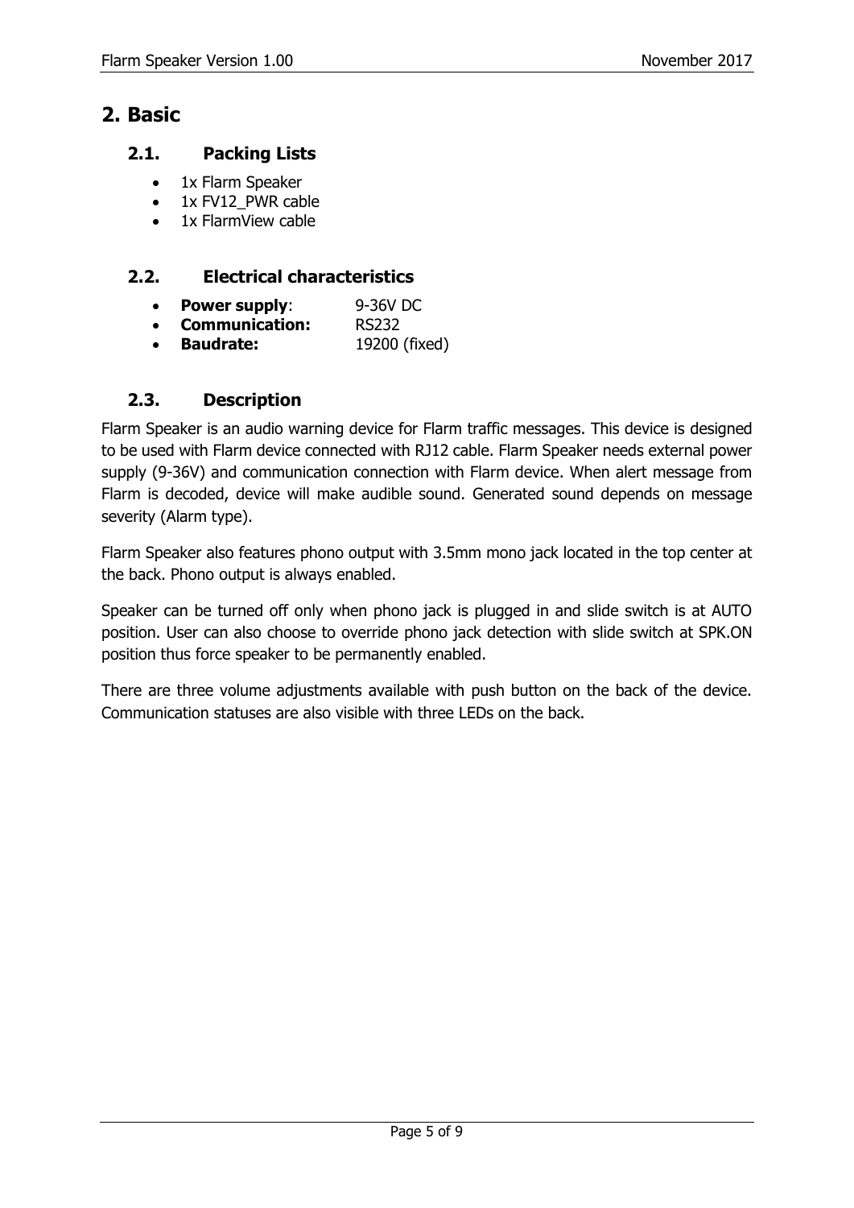# 2. Basic

## 2.1. Packing Lists

- 1x Flarm Speaker
- 1x FV12_PWR cable
- 1x FlarmView cable

## 2.2. Electrical characteristics

- **Power supply**: 9-36V DC
- **Communication:** RS232
- **Baudrate:** 19200 (fixed)

## 2.3. Description

Flarm Speaker is an audio warning device for Flarm traffic messages. This device is designed to be used with Flarm device connected with RJ12 cable. Flarm Speaker needs external power supply (9-36V) and communication connection with Flarm device. When alert message from Flarm is decoded, device will make audible sound. Generated sound depends on message severity (Alarm type).

Flarm Speaker also features phono output with 3.5mm mono jack located in the top center at the back. Phono output is always enabled.

Speaker can be turned off only when phono jack is plugged in and slide switch is at AUTO position. User can also choose to override phono jack detection with slide switch at SPK.ON position thus force speaker to be permanently enabled.

There are three volume adjustments available with push button on the back of the device. Communication statuses are also visible with three LEDs on the back.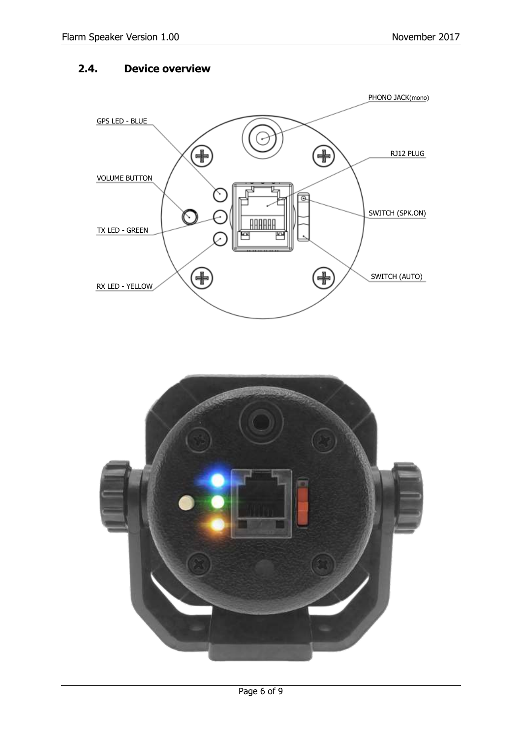## 2.4. Device overview

PHONO JACK(mono)

GPS LED - BLUE

RJ12 PLUG

VOLUME BUTTON

SWITCH (SPK.ON)

TX LED - GREEN

SWITCH (AUTO)

RX LED - YELLOW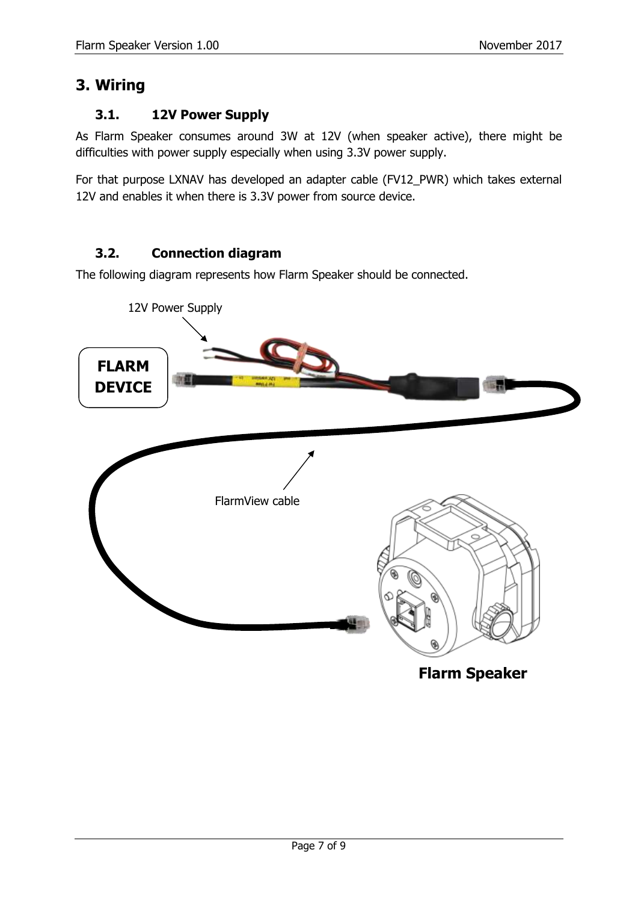# 3. Wiring

## 3.1. 12V Power Supply

As Flarm Speaker consumes around 3W at 12V (when speaker active), there might be difficulties with power supply especially when using 3.3V power supply.

For that purpose LXNAV has developed an adapter cable (FV12_PWR) which takes external 12V and enables it when there is 3.3V power from source device.

## 3.2. Connection diagram

The following diagram represents how Flarm Speaker should be connected.

12V Power Supply

FLARM DEVICE

FlarmView cable

Flarm Speaker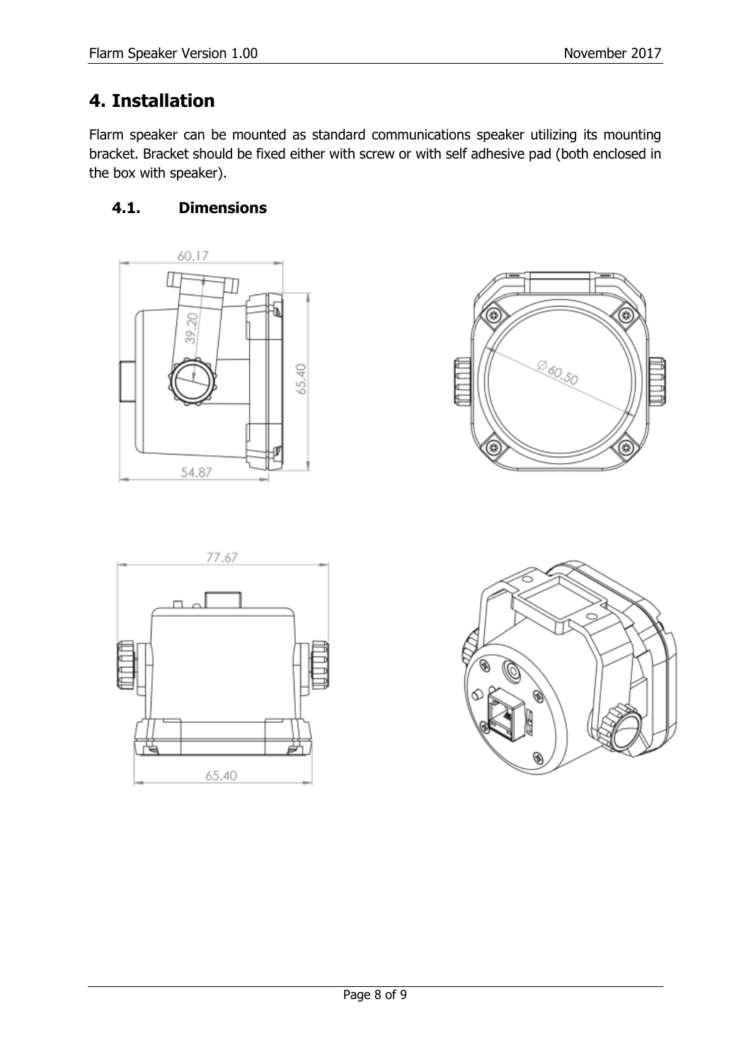# 4. Installation

Flarm speaker can be mounted as standard communications speaker utilizing its mounting bracket. Bracket should be fixed either with screw or with self adhesive pad (both enclosed in the box with speaker).

## 4.1. Dimensions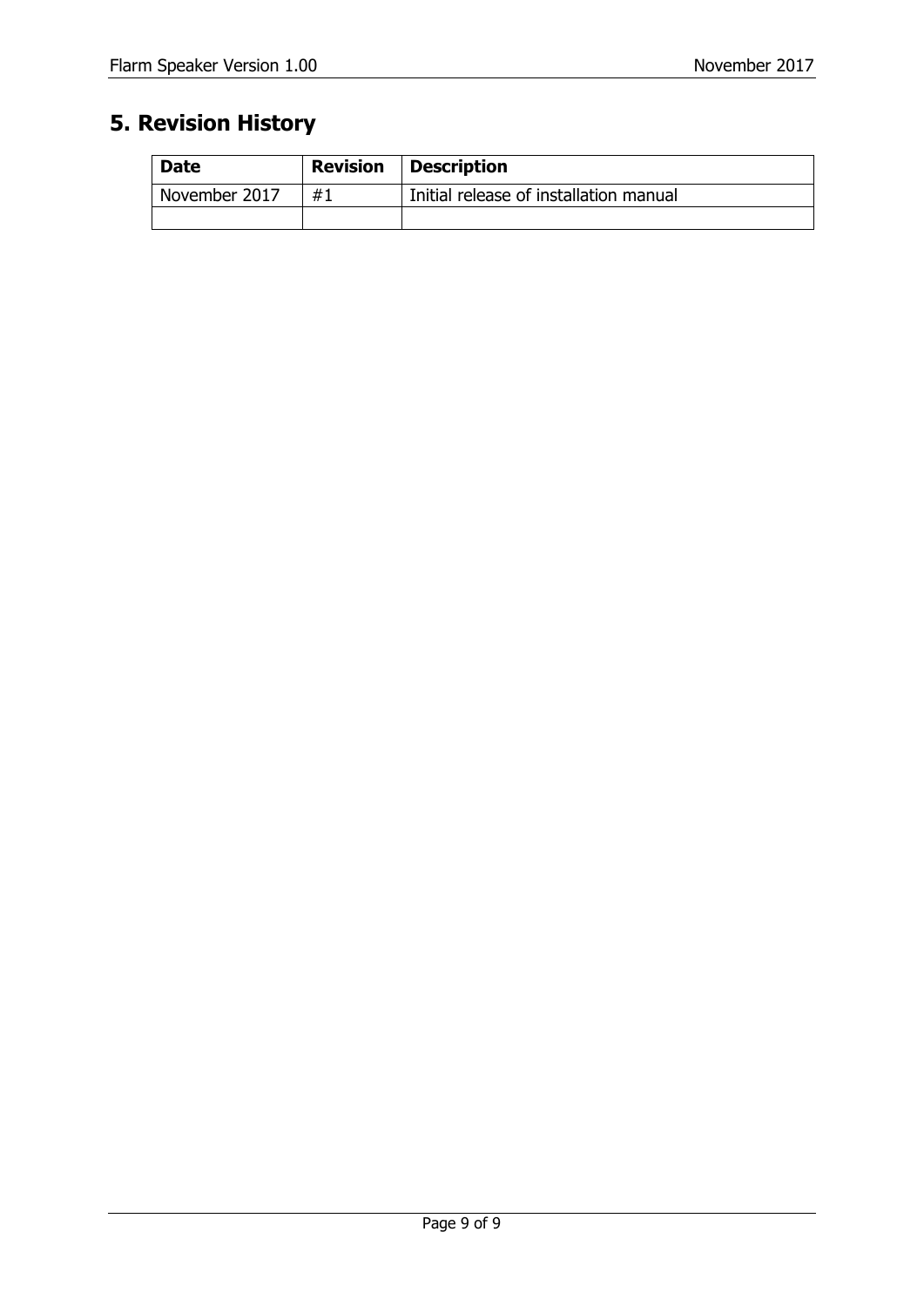## 5. Revision History

| Date | Revision | Description |
|---|---|---|
| November 2017 | #1 | Initial release of installation manual |
| | | |